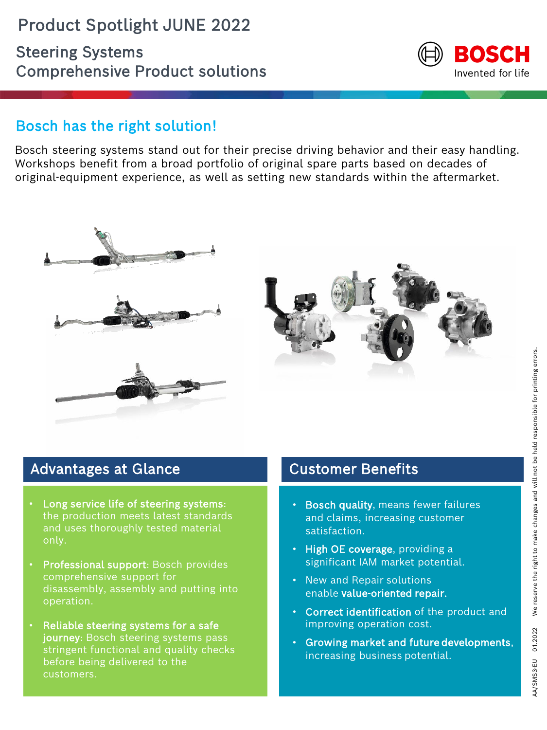# Product Spotlight JUNE 2022

## Steering Systems
## Comprehensive Product solutions

BOSCH
Invented for life

## Bosch has the right solution!

Bosch steering systems stand out for their precise driving behavior and their easy handling. Workshops benefit from a broad portfolio of original spare parts based on decades of original-equipment experience, as well as setting new standards within the aftermarket.

## Advantages at Glance

- **Long service life of steering systems**: the production meets latest standards and uses thoroughly tested material only.
- **Professional support**: Bosch provides comprehensive support for disassembly, assembly and putting into operation.
- **Reliable steering systems for a safe journey**: Bosch steering systems pass stringent functional and quality checks before being delivered to the customers.

## Customer Benefits

- **Bosch quality**, means fewer failures and claims, increasing customer satisfaction.
- **High OE coverage**, providing a significant IAM market potential.
- New and Repair solutions enable **value-oriented repair**.
- **Correct identification** of the product and improving operation cost.
- **Growing market and future developments**, increasing business potential.

AA/SMS3-EU 01.2022 We reserve the right to make changes and will not be held responsible for printing errors.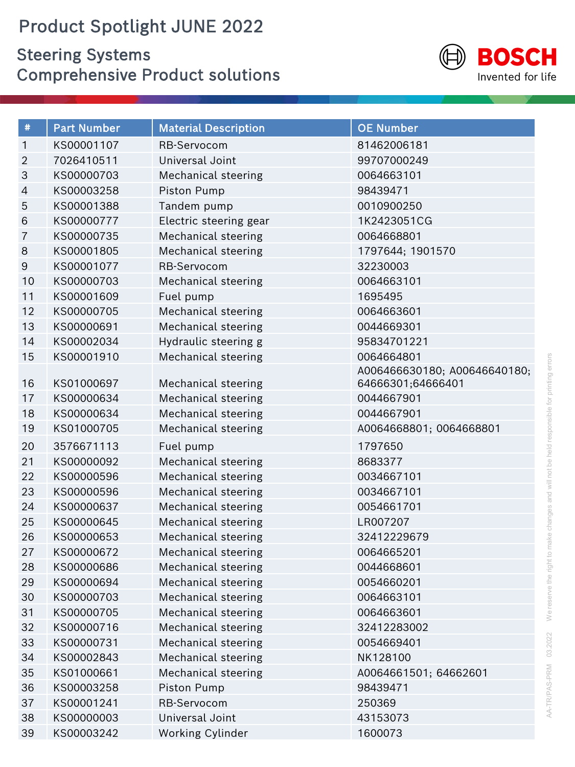# Product Spotlight JUNE 2022

## Steering Systems
## Comprehensive Product solutions

BOSCH
Invented for life

| # | Part Number | Material Description | OE Number |
|---|---|---|---|
| 1 | KS00001107 | RB-Servocom | 81462006181 |
| 2 | 7026410511 | Universal Joint | 99707000249 |
| 3 | KS00000703 | Mechanical steering | 0064663101 |
| 4 | KS00003258 | Piston Pump | 98439471 |
| 5 | KS00001388 | Tandem pump | 0010900250 |
| 6 | KS00000777 | Electric steering gear | 1K2423051CG |
| 7 | KS00000735 | Mechanical steering | 0064668801 |
| 8 | KS00001805 | Mechanical steering | 1797644; 1901570 |
| 9 | KS00001077 | RB-Servocom | 32230003 |
| 10 | KS00000703 | Mechanical steering | 0064663101 |
| 11 | KS00001609 | Fuel pump | 1695495 |
| 12 | KS00000705 | Mechanical steering | 0064663601 |
| 13 | KS00000691 | Mechanical steering | 0044669301 |
| 14 | KS00002034 | Hydraulic steering g | 95834701221 |
| 15 | KS00001910 | Mechanical steering | 0064664801 |
| 16 | KS01000697 | Mechanical steering | A006466630180; A00646640180; 64666301;64666401 |
| 17 | KS00000634 | Mechanical steering | 0044667901 |
| 18 | KS00000634 | Mechanical steering | 0044667901 |
| 19 | KS01000705 | Mechanical steering | A0064668801; 0064668801 |
| 20 | 3576671113 | Fuel pump | 1797650 |
| 21 | KS00000092 | Mechanical steering | 8683377 |
| 22 | KS00000596 | Mechanical steering | 0034667101 |
| 23 | KS00000596 | Mechanical steering | 0034667101 |
| 24 | KS00000637 | Mechanical steering | 0054661701 |
| 25 | KS00000645 | Mechanical steering | LR007207 |
| 26 | KS00000653 | Mechanical steering | 32412229679 |
| 27 | KS00000672 | Mechanical steering | 0064665201 |
| 28 | KS00000686 | Mechanical steering | 0044668601 |
| 29 | KS00000694 | Mechanical steering | 0054660201 |
| 30 | KS00000703 | Mechanical steering | 0064663101 |
| 31 | KS00000705 | Mechanical steering | 0064663601 |
| 32 | KS00000716 | Mechanical steering | 32412283002 |
| 33 | KS00000731 | Mechanical steering | 0054669401 |
| 34 | KS00002843 | Mechanical steering | NK128100 |
| 35 | KS01000661 | Mechanical steering | A0064661501; 64662601 |
| 36 | KS00003258 | Piston Pump | 98439471 |
| 37 | KS00001241 | RB-Servocom | 250369 |
| 38 | KS00000003 | Universal Joint | 43153073 |
| 39 | KS00003242 | Working Cylinder | 1600073 |

AA-TR/PAS-PRM 03.2022 We reserve the right to make changes and will not be held responsible for printing errors